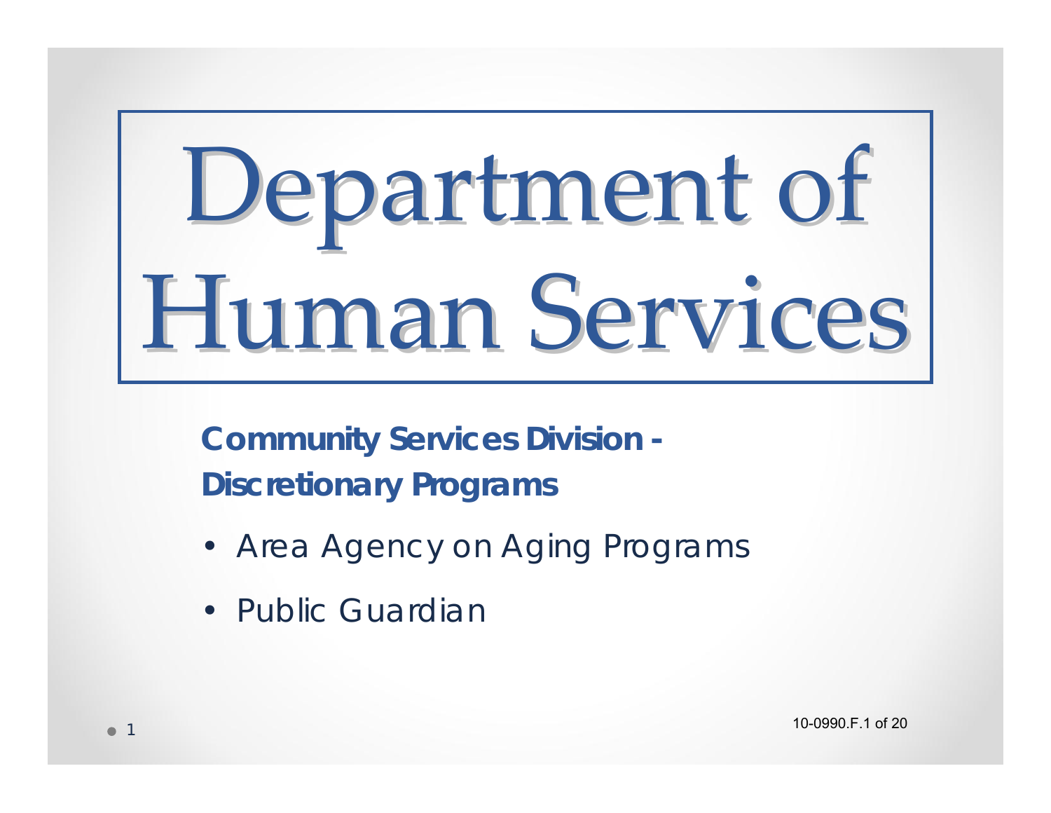# Department of Human Services

## Community Services Division - Discretionary Programs

- Area Agency on Aging Programs
- Public Guardian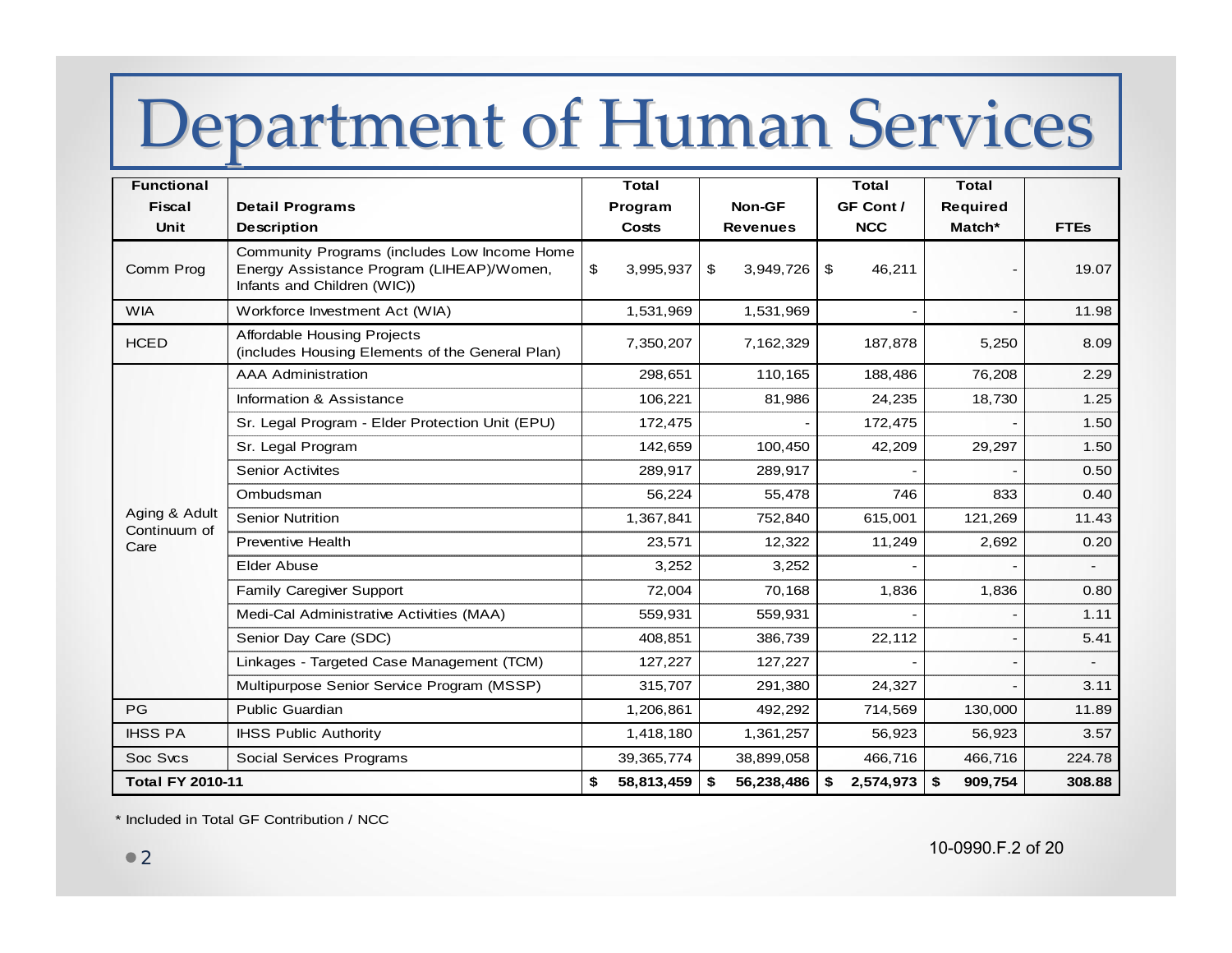# Department of Human Services

| Functional Fiscal Unit | Detail Programs Description | Total Program Costs | Non-GF Revenues | Total GF Cont / NCC | Total Required Match* | FTEs |
|---|---|---|---|---|---|---|
| Comm Prog | Community Programs (includes Low Income Home Energy Assistance Program (LIHEAP)/Women, Infants and Children (WIC)) | $ 3,995,937 | $ 3,949,726 | $ 46,211 | - | 19.07 |
| WIA | Workforce Investment Act (WIA) | 1,531,969 | 1,531,969 | - | - | 11.98 |
| HCED | Affordable Housing Projects (includes Housing Elements of the General Plan) | 7,350,207 | 7,162,329 | 187,878 | 5,250 | 8.09 |
| Aging & Adult Continuum of Care | AAA Administration | 298,651 | 110,165 | 188,486 | 76,208 | 2.29 |
| | Information & Assistance | 106,221 | 81,986 | 24,235 | 18,730 | 1.25 |
| | Sr. Legal Program - Elder Protection Unit (EPU) | 172,475 | - | 172,475 | - | 1.50 |
| | Sr. Legal Program | 142,659 | 100,450 | 42,209 | 29,297 | 1.50 |
| | Senior Activites | 289,917 | 289,917 | - | - | 0.50 |
| | Ombudsman | 56,224 | 55,478 | 746 | 833 | 0.40 |
| | Senior Nutrition | 1,367,841 | 752,840 | 615,001 | 121,269 | 11.43 |
| | Preventive Health | 23,571 | 12,322 | 11,249 | 2,692 | 0.20 |
| | Elder Abuse | 3,252 | 3,252 | - | - | - |
| | Family Caregiver Support | 72,004 | 70,168 | 1,836 | 1,836 | 0.80 |
| | Medi-Cal Administrative Activities (MAA) | 559,931 | 559,931 | - | - | 1.11 |
| | Senior Day Care (SDC) | 408,851 | 386,739 | 22,112 | - | 5.41 |
| | Linkages - Targeted Case Management (TCM) | 127,227 | 127,227 | - | - | - |
| | Multipurpose Senior Service Program (MSSP) | 315,707 | 291,380 | 24,327 | - | 3.11 |
| PG | Public Guardian | 1,206,861 | 492,292 | 714,569 | 130,000 | 11.89 |
| IHSS PA | IHSS Public Authority | 1,418,180 | 1,361,257 | 56,923 | 56,923 | 3.57 |
| Soc Svcs | Social Services Programs | 39,365,774 | 38,899,058 | 466,716 | 466,716 | 224.78 |
| **Total FY 2010-11** | | **$ 58,813,459** | **$ 56,238,486** | **$ 2,574,973** | **$ 909,754** | **308.88** |

\* Included in Total GF Contribution / NCC

10-0990.F.2 of 20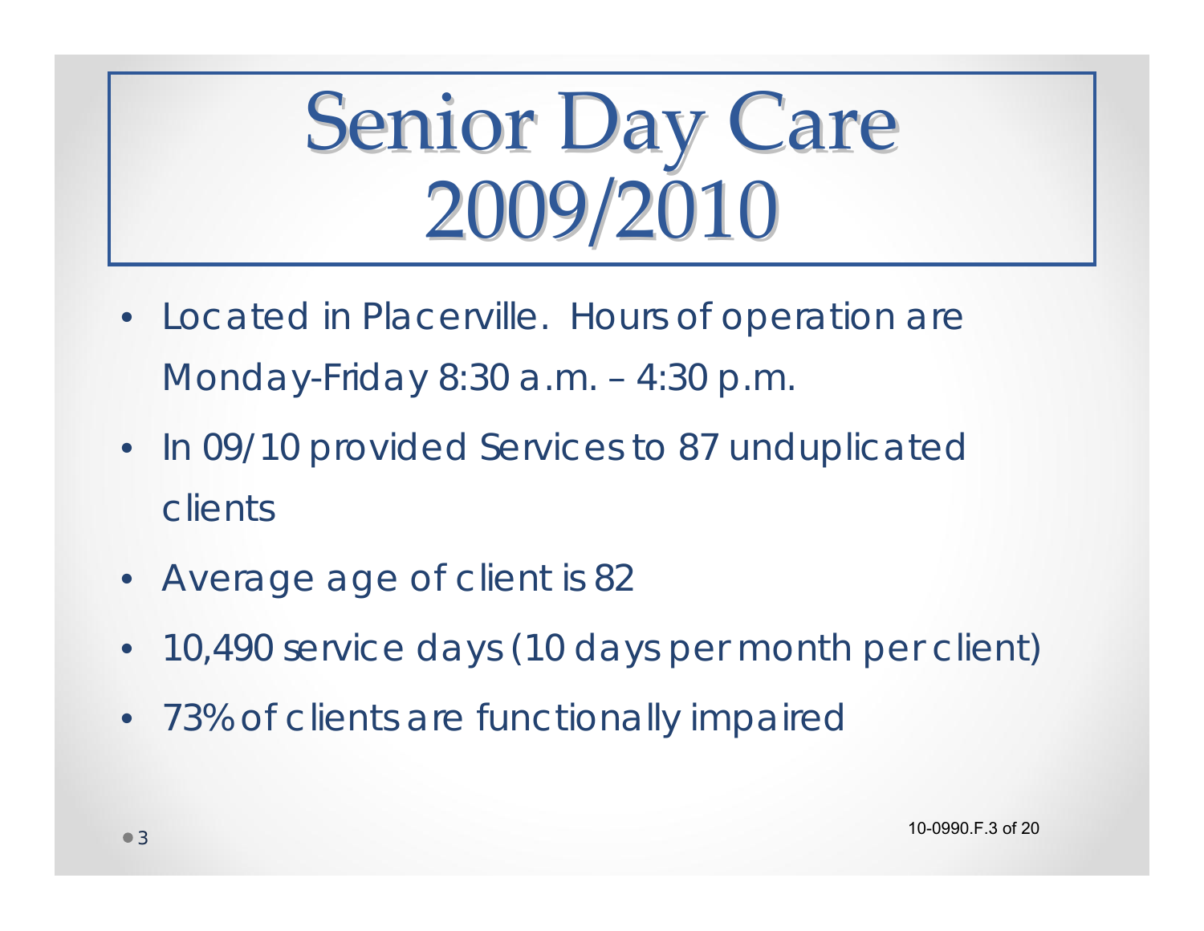# Senior Day Care 2009/2010

- Located in Placerville. Hours of operation are Monday-Friday 8:30 a.m. – 4:30 p.m.
- In 09/10 provided Services to 87 unduplicated clients
- Average age of client is 82
- 10,490 service days (10 days per month per client)
- 73% of clients are functionally impaired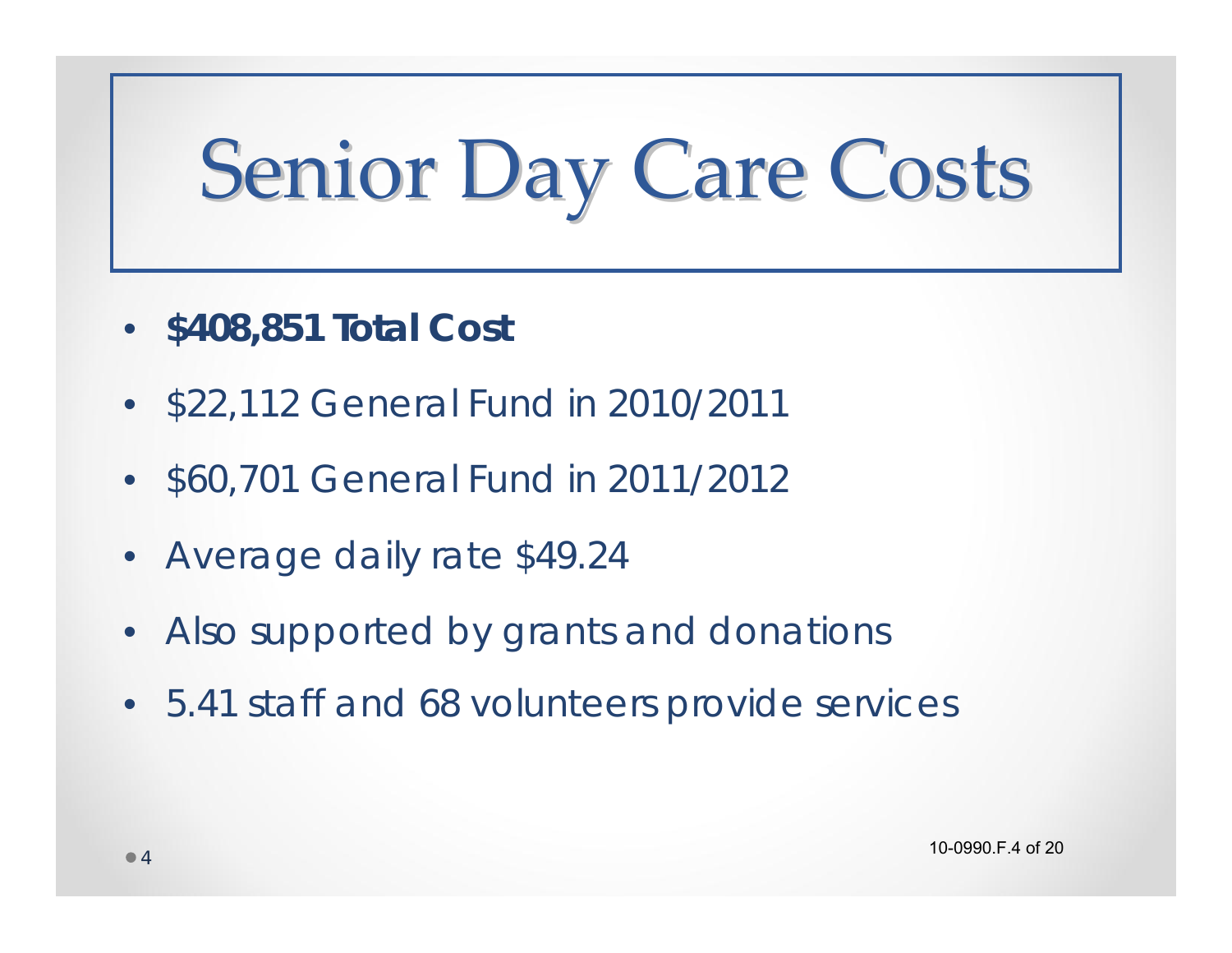# Senior Day Care Costs

- **$408,851 Total Cost**
- $22,112 General Fund in 2010/2011
- $60,701 General Fund in 2011/2012
- Average daily rate $49.24
- Also supported by grants and donations
- 5.41 staff and 68 volunteers provide services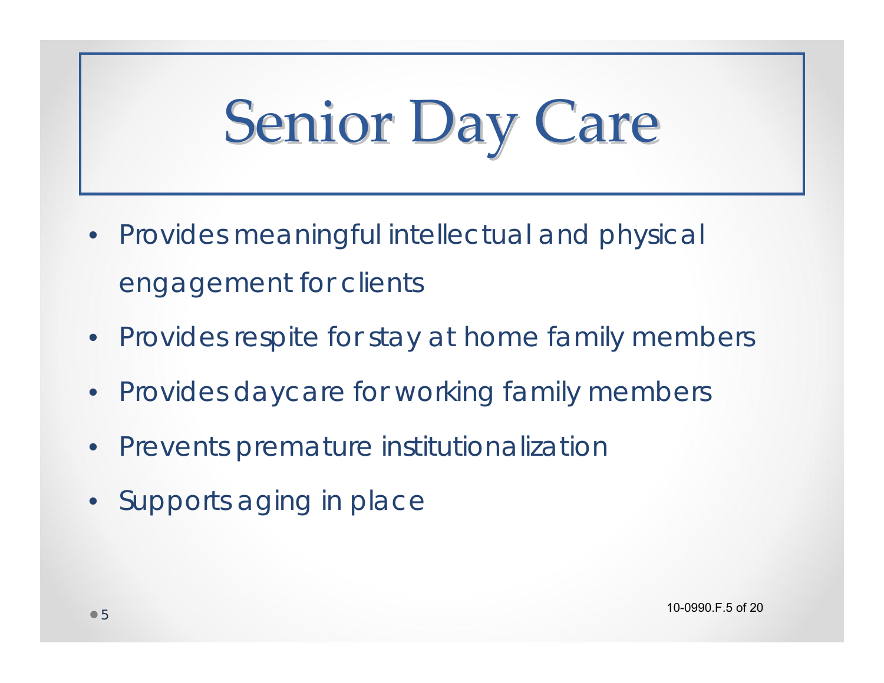# Senior Day Care

- Provides meaningful intellectual and physical engagement for clients
- Provides respite for stay at home family members
- Provides daycare for working family members
- Prevents premature institutionalization
- Supports aging in place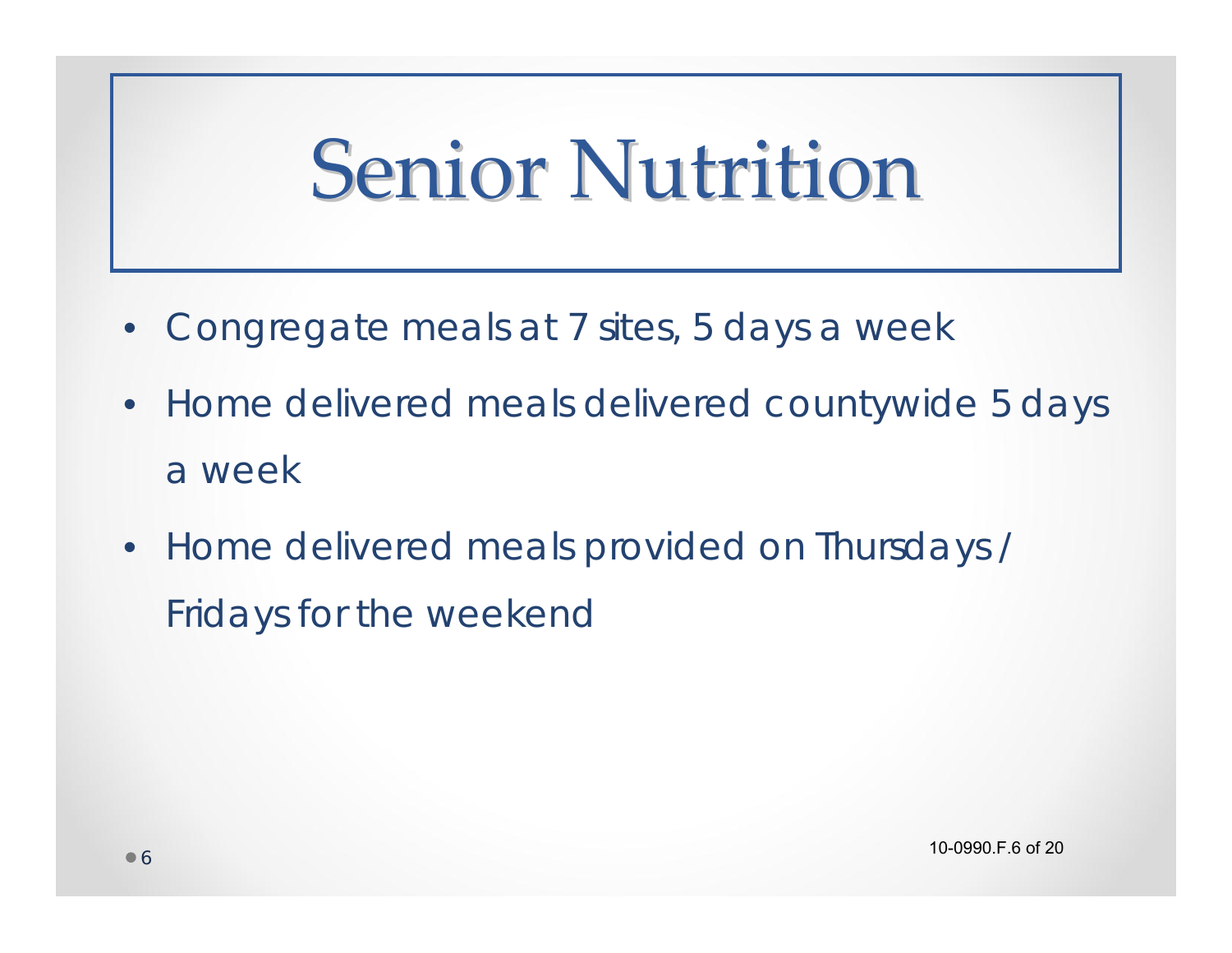# Senior Nutrition

- Congregate meals at 7 sites, 5 days a week
- Home delivered meals delivered countywide 5 days a week
- Home delivered meals provided on Thursdays / Fridays for the weekend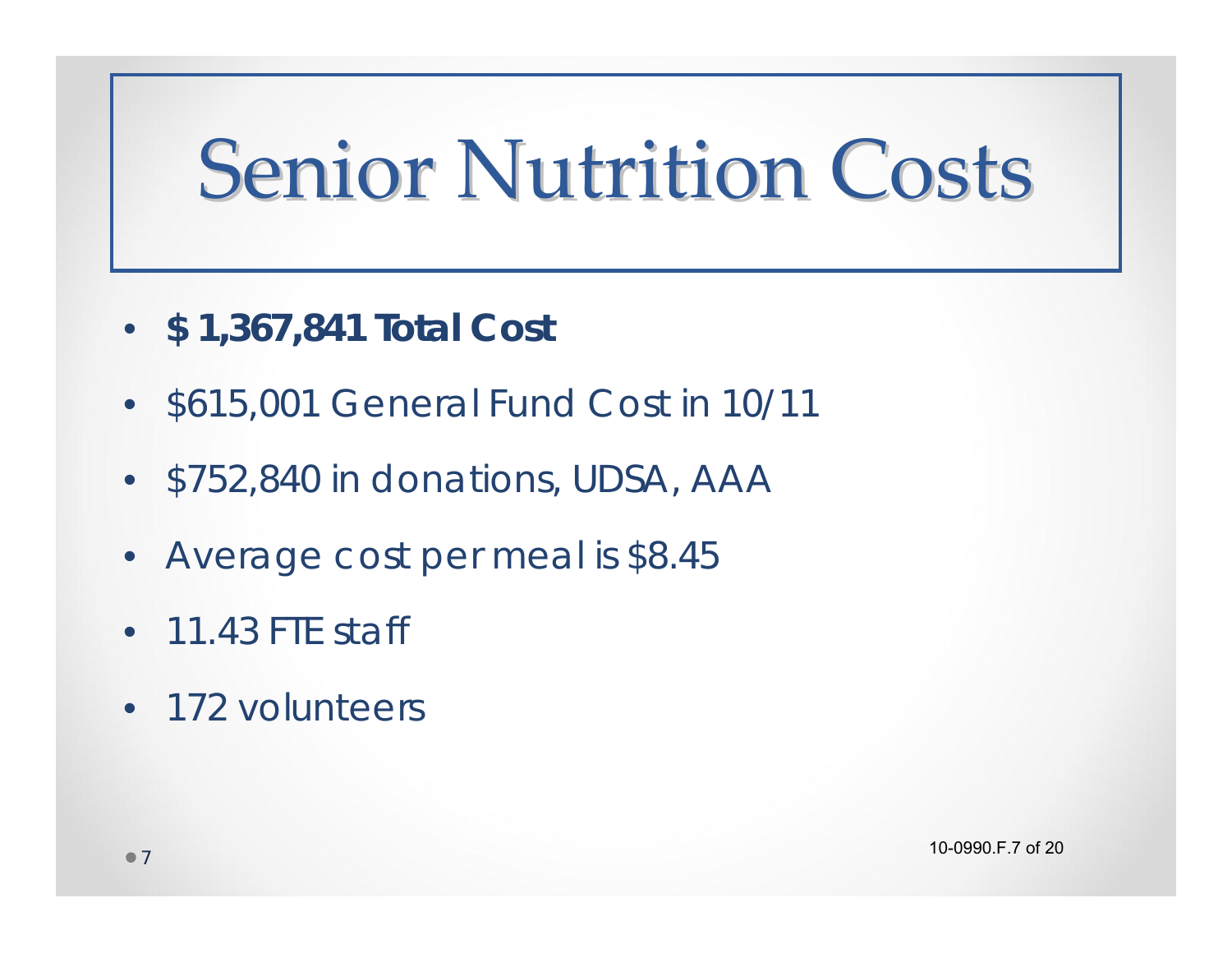# Senior Nutrition Costs

- **$ 1,367,841 Total Cost**
- $615,001 General Fund Cost in 10/11
- $752,840 in donations, UDSA, AAA
- Average cost per meal is $8.45
- 11.43 FTE staff
- 172 volunteers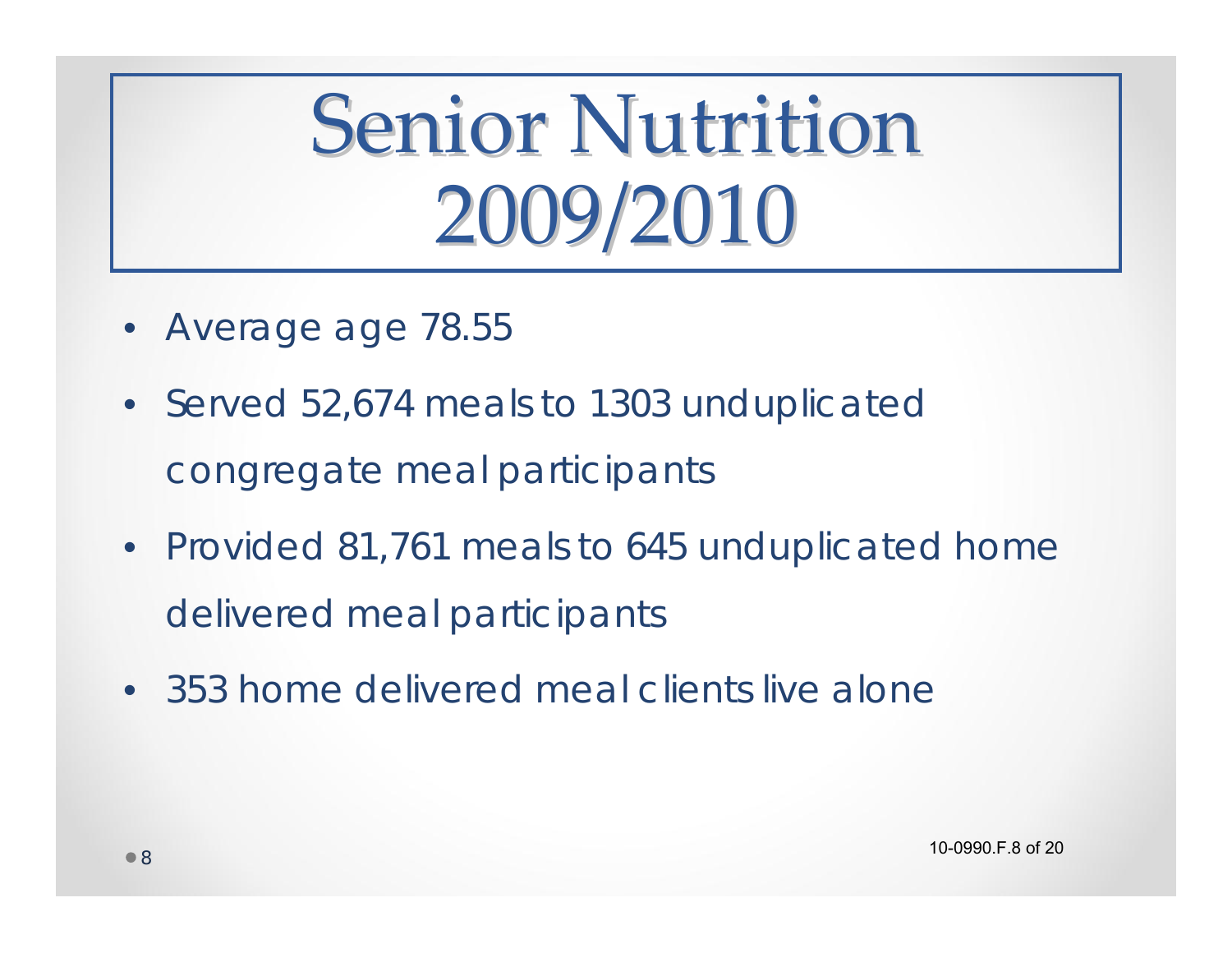# Senior Nutrition 2009/2010

- Average age 78.55
- Served 52,674 meals to 1303 unduplicated congregate meal participants
- Provided 81,761 meals to 645 unduplicated home delivered meal participants
- 353 home delivered meal clients live alone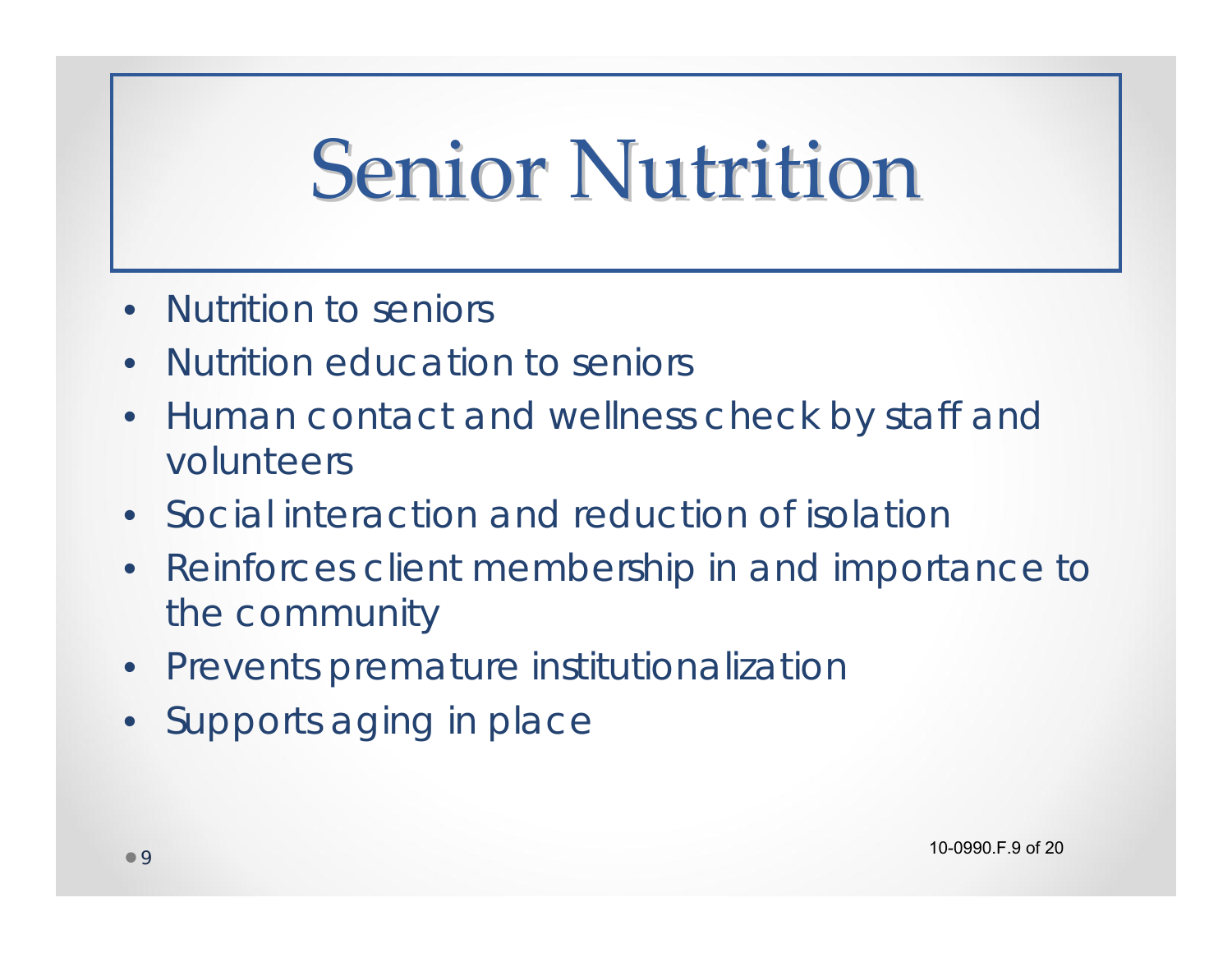# Senior Nutrition

- Nutrition to seniors
- Nutrition education to seniors
- Human contact and wellness check by staff and volunteers
- Social interaction and reduction of isolation
- Reinforces client membership in and importance to the community
- Prevents premature institutionalization
- Supports aging in place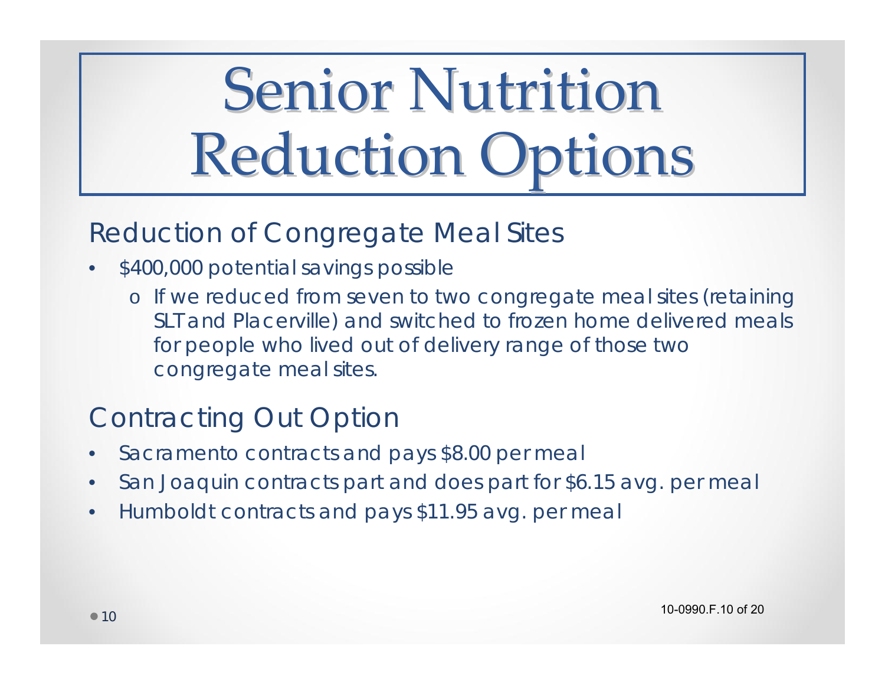# Senior Nutrition Reduction Options

## Reduction of Congregate Meal Sites

- $400,000 potential savings possible
  - o If we reduced from seven to two congregate meal sites (retaining SLT and Placerville) and switched to frozen home delivered meals for people who lived out of delivery range of those two congregate meal sites.

## Contracting Out Option

- Sacramento contracts and pays $8.00 per meal
- San Joaquin contracts part and does part for $6.15 avg. per meal
- Humboldt contracts and pays $11.95 avg. per meal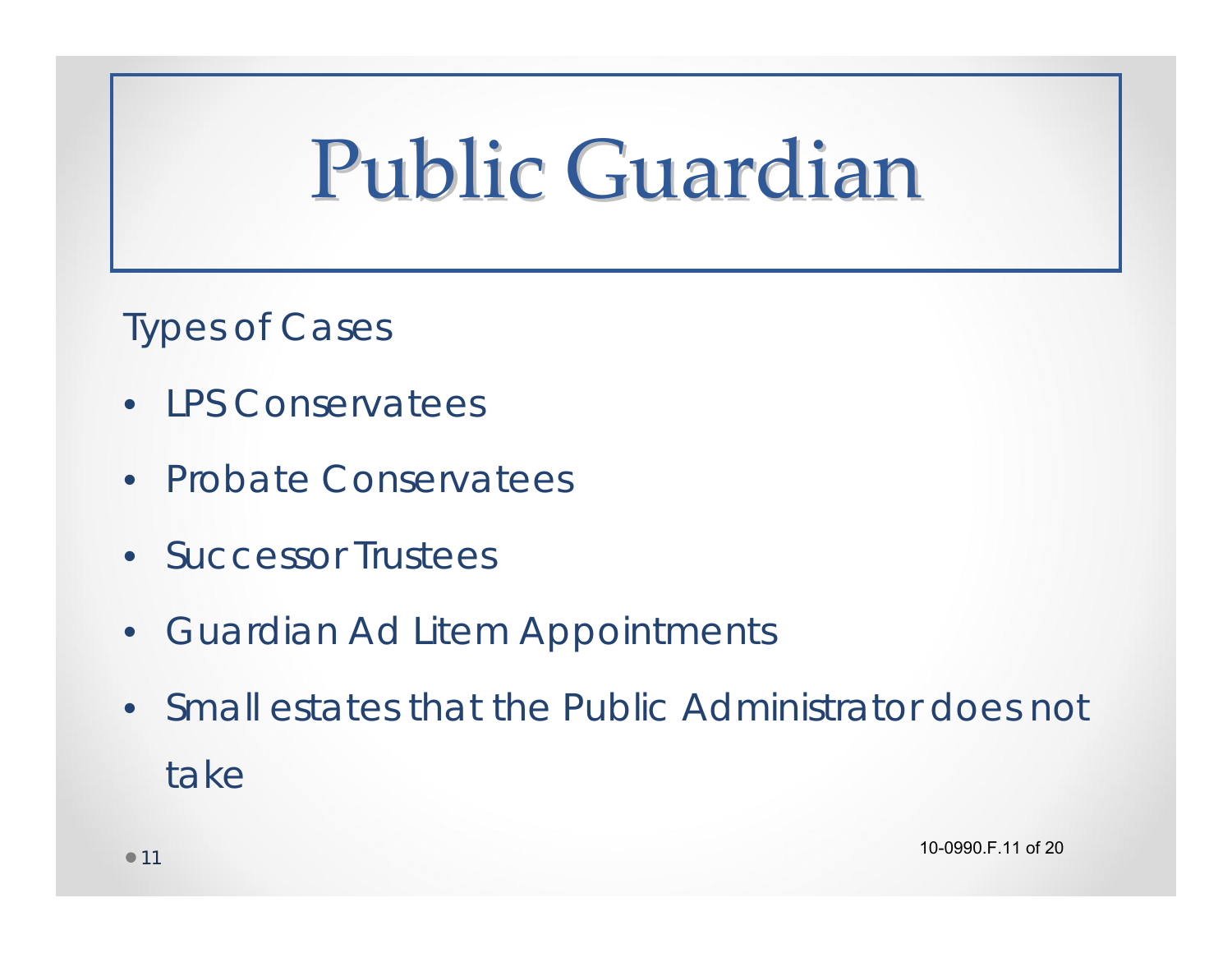# Public Guardian

Types of Cases

- LPS Conservatees
- Probate Conservatees
- Successor Trustees
- Guardian Ad Litem Appointments
- Small estates that the Public Administrator does not take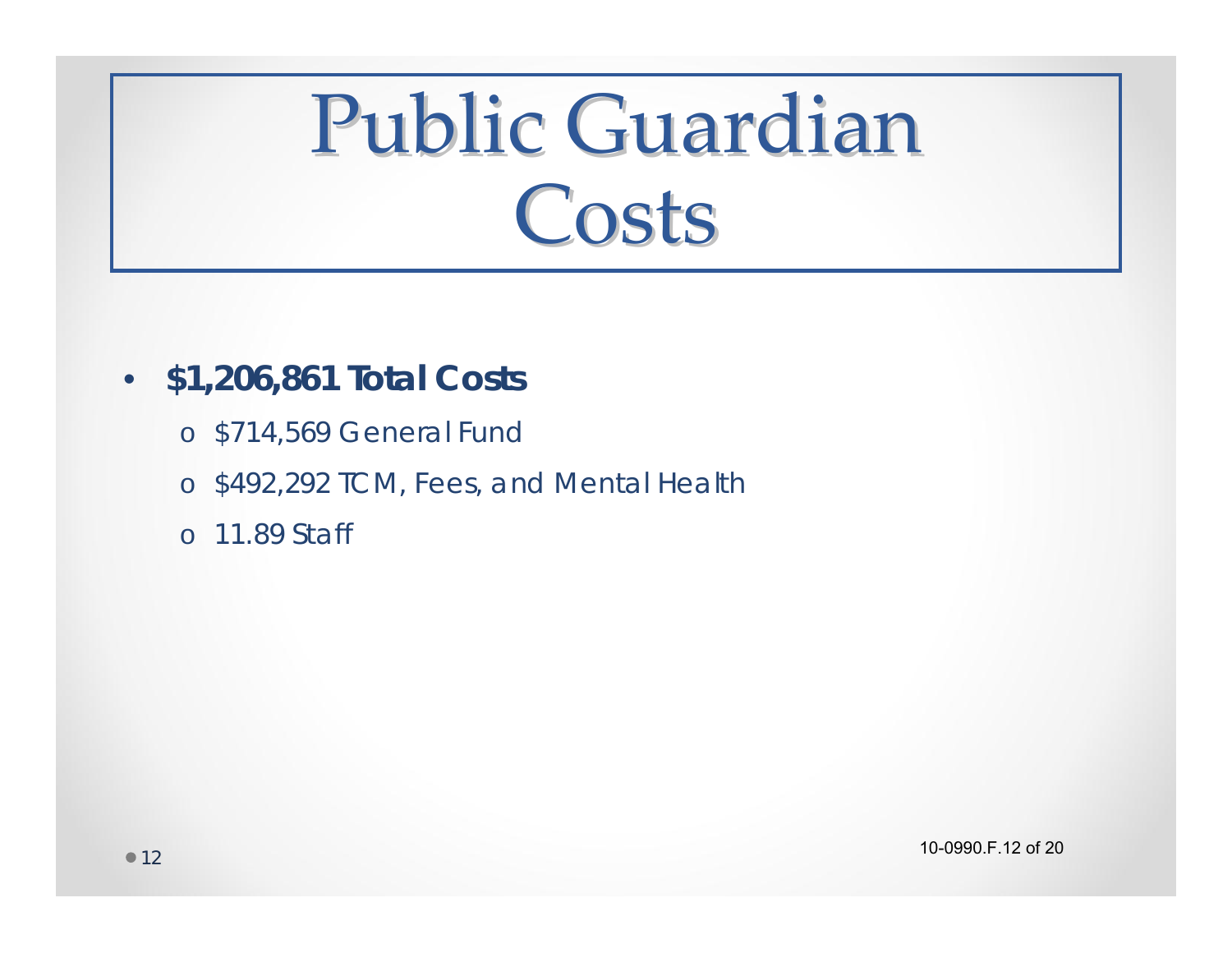# Public Guardian Costs

- **$1,206,861 Total Costs**
  - $714,569 General Fund
  - $492,292 TCM, Fees, and Mental Health
  - 11.89 Staff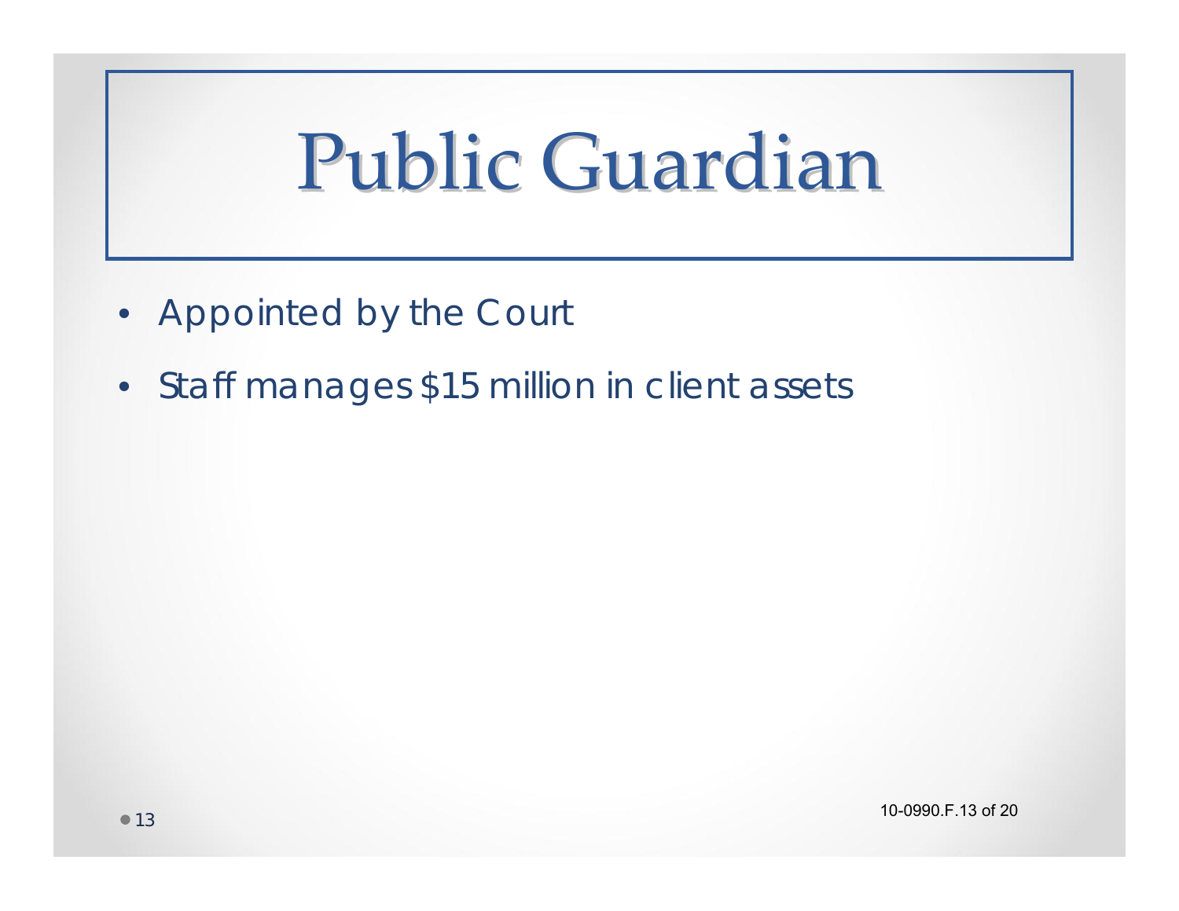# Public Guardian

- Appointed by the Court
- Staff manages $15 million in client assets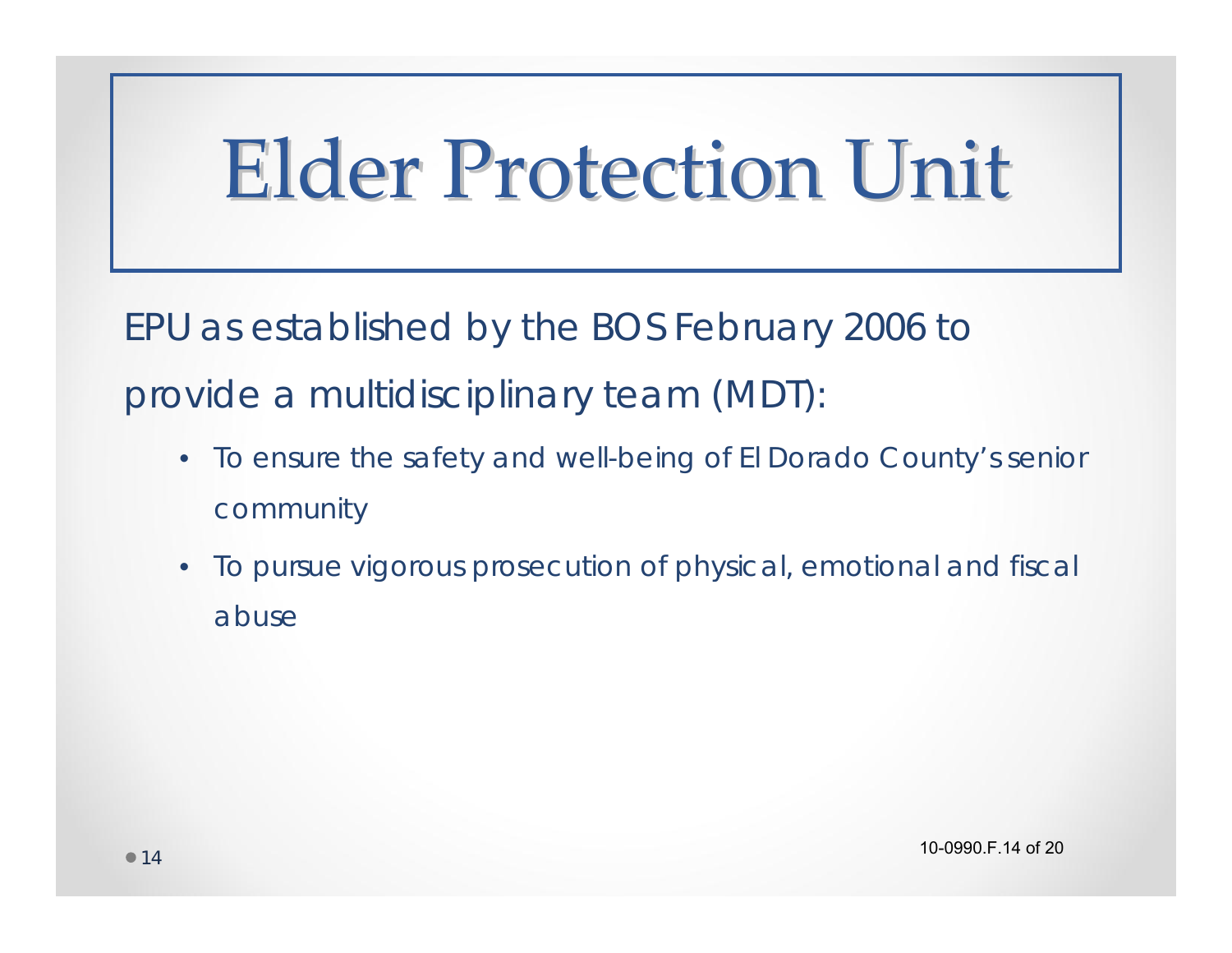# Elder Protection Unit

EPU as established by the BOS February 2006 to provide a multidisciplinary team (MDT):

- To ensure the safety and well-being of El Dorado County's senior community
- To pursue vigorous prosecution of physical, emotional and fiscal abuse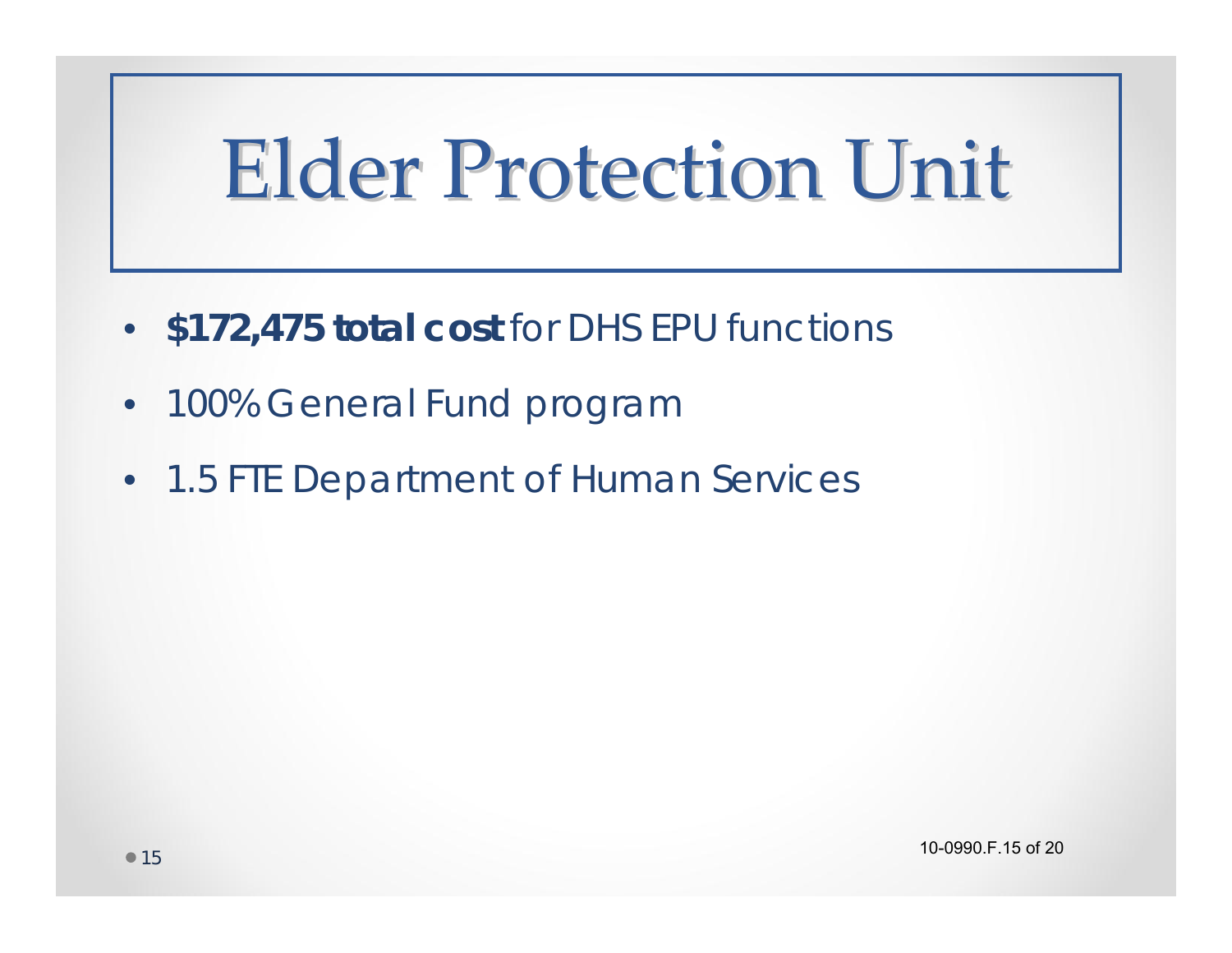# Elder Protection Unit

- **$172,475 total cost** for DHS EPU functions
- 100% General Fund program
- 1.5 FTE Department of Human Services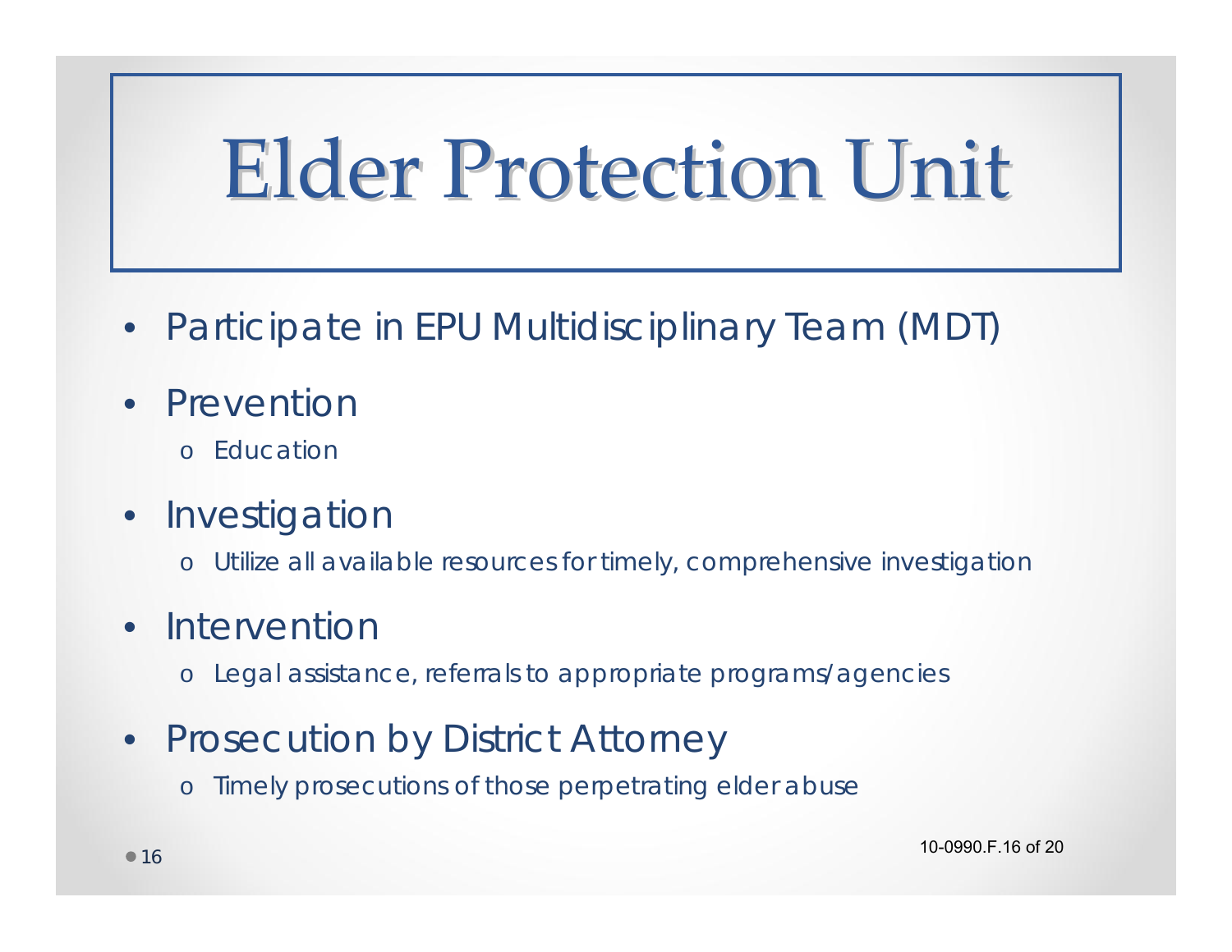# Elder Protection Unit

- Participate in EPU Multidisciplinary Team (MDT)
- Prevention
  - Education
- Investigation
  - Utilize all available resources for timely, comprehensive investigation
- Intervention
  - Legal assistance, referrals to appropriate programs/agencies
- Prosecution by District Attorney
  - Timely prosecutions of those perpetrating elder abuse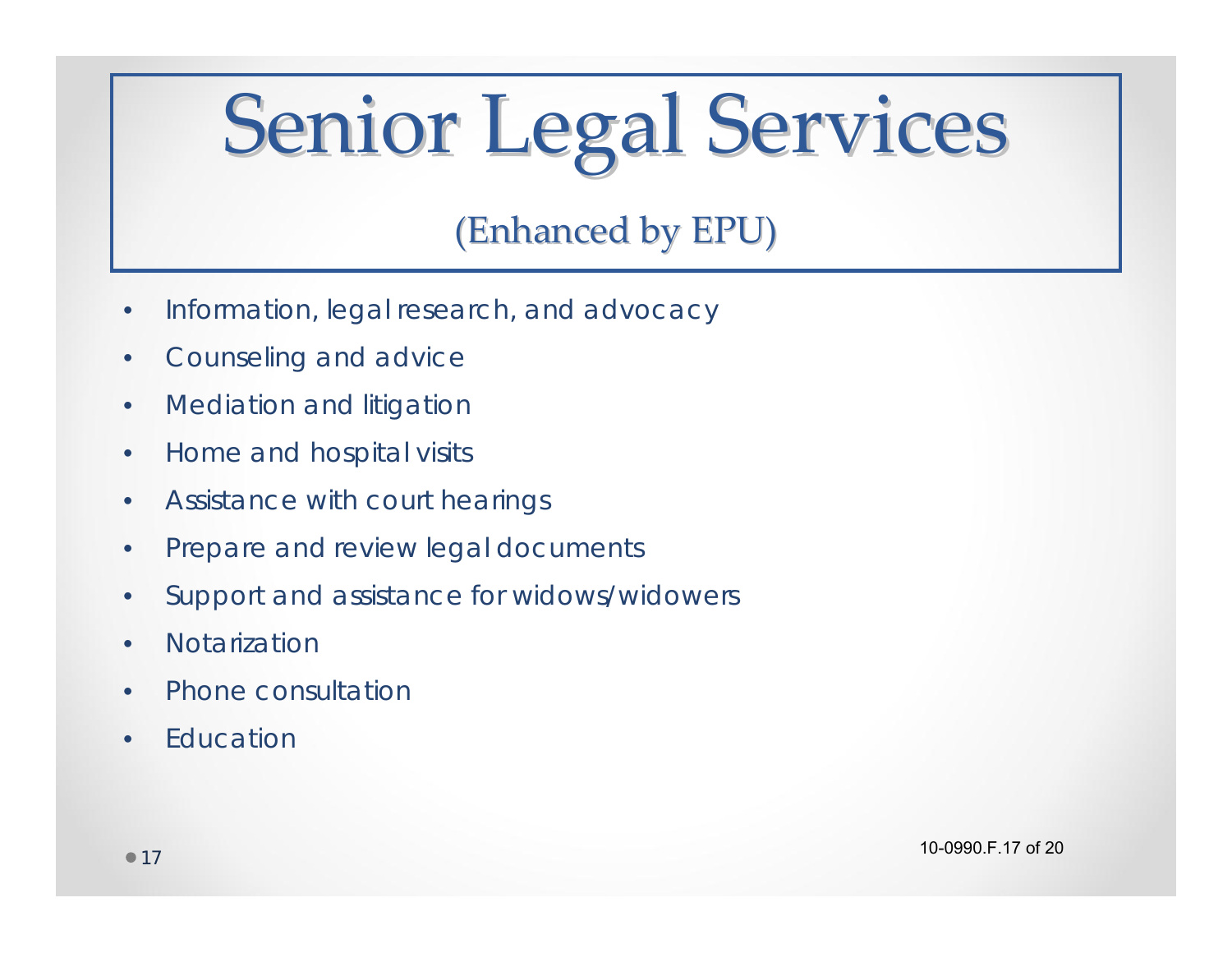# Senior Legal Services

## (Enhanced by EPU)

- Information, legal research, and advocacy
- Counseling and advice
- Mediation and litigation
- Home and hospital visits
- Assistance with court hearings
- Prepare and review legal documents
- Support and assistance for widows/widowers
- Notarization
- Phone consultation
- Education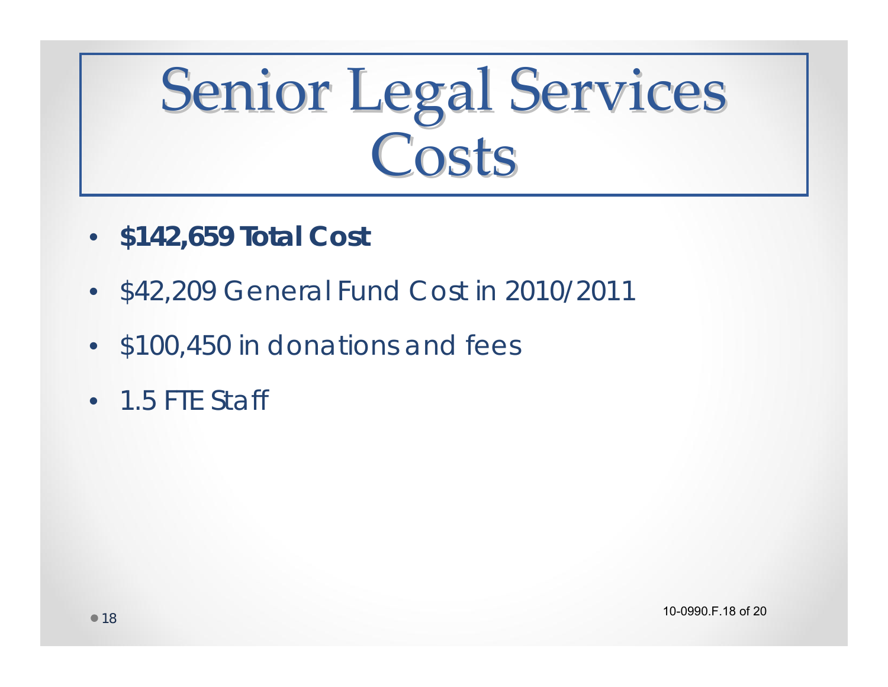# Senior Legal Services Costs

- **$142,659 Total Cost**
- $42,209 General Fund Cost in 2010/2011
- $100,450 in donations and fees
- 1.5 FTE Staff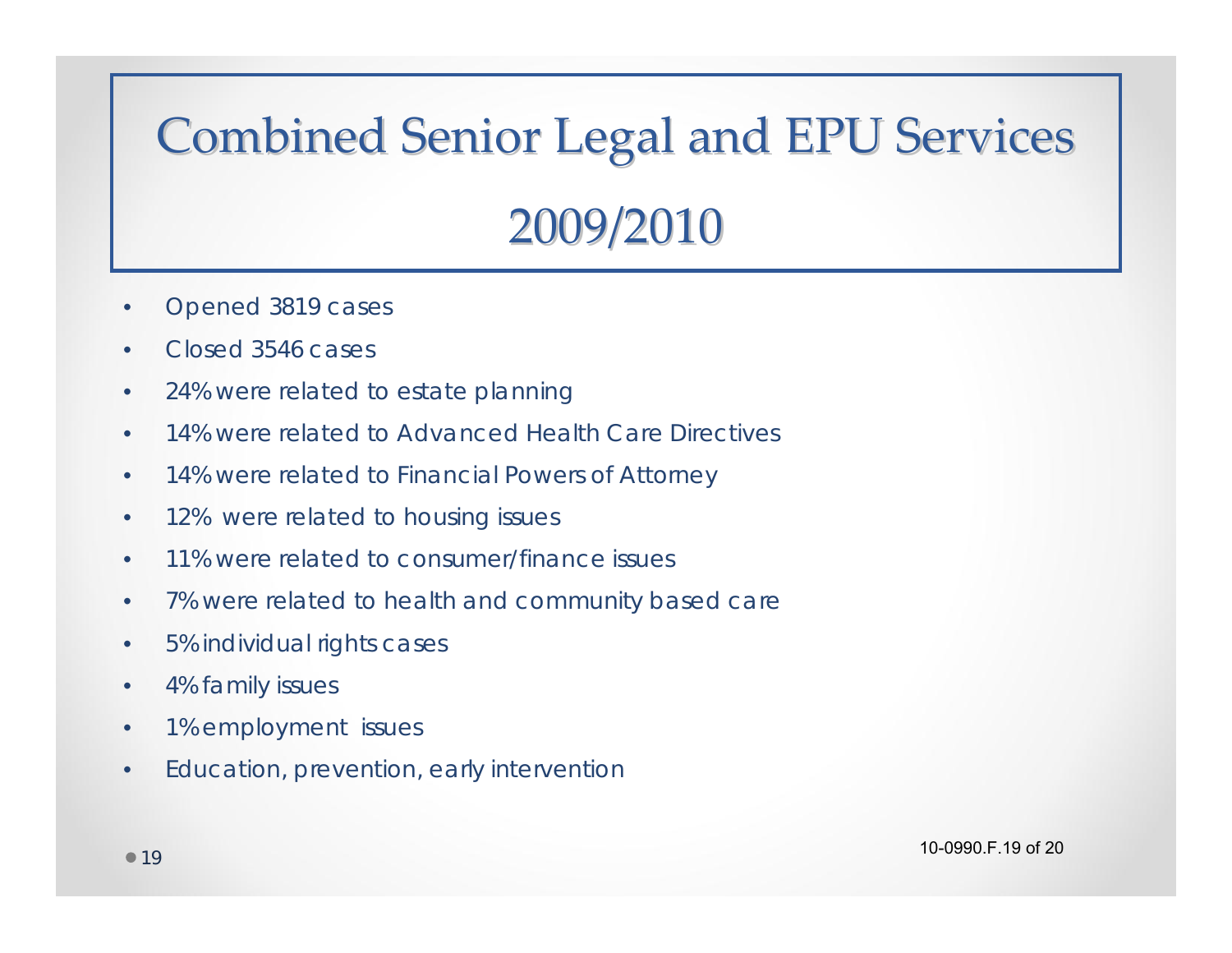# Combined Senior Legal and EPU Services 2009/2010

- Opened 3819 cases
- Closed 3546 cases
- 24% were related to estate planning
- 14% were related to Advanced Health Care Directives
- 14% were related to Financial Powers of Attorney
- 12% were related to housing issues
- 11% were related to consumer/finance issues
- 7% were related to health and community based care
- 5% individual rights cases
- 4% family issues
- 1% employment issues
- Education, prevention, early intervention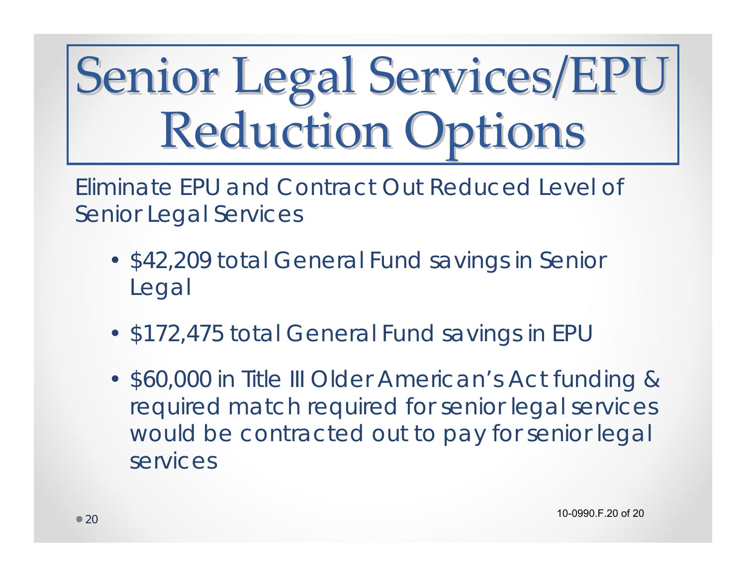# Senior Legal Services/EPU Reduction Options

Eliminate EPU and Contract Out Reduced Level of Senior Legal Services

- $42,209 total General Fund savings in Senior Legal
- $172,475 total General Fund savings in EPU
- $60,000 in Title III Older American's Act funding & required match required for senior legal services would be contracted out to pay for senior legal services